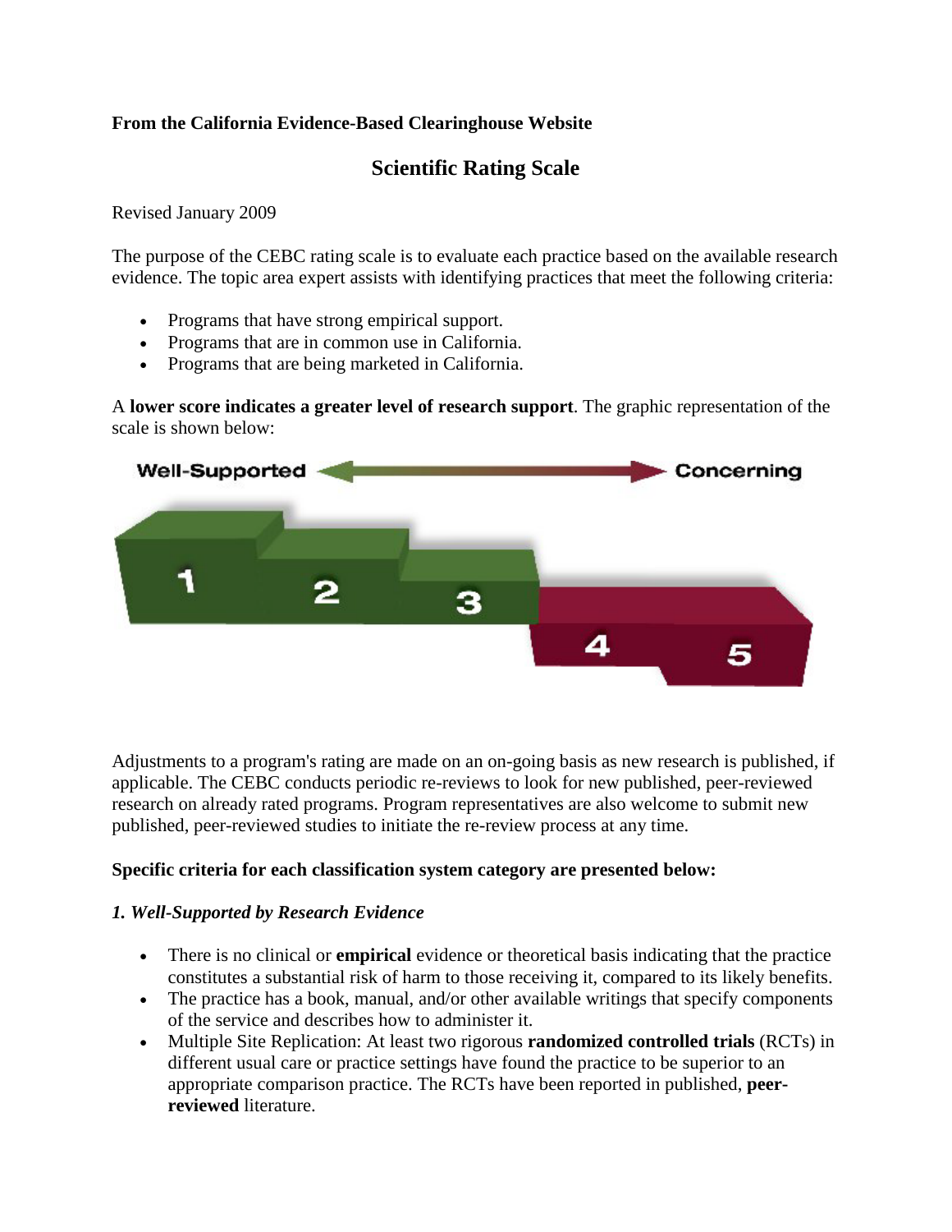**From the California Evidence-Based Clearinghouse Website**

## Scientific Rating Scale

Revised January 2009

The purpose of the CEBC rating scale is to evaluate each practice based on the available research evidence. The topic area expert assists with identifying practices that meet the following criteria:

- Programs that have strong empirical support.
- Programs that are in common use in California.
- Programs that are being marketed in California.

A **lower score indicates a greater level of research support**. The graphic representation of the scale is shown below:

Well-Supported ← → Concerning

1 2 3 4 5

Adjustments to a program's rating are made on an on-going basis as new research is published, if applicable. The CEBC conducts periodic re-reviews to look for new published, peer-reviewed research on already rated programs. Program representatives are also welcome to submit new published, peer-reviewed studies to initiate the re-review process at any time.

**Specific criteria for each classification system category are presented below:**

### *1. Well-Supported by Research Evidence*

- There is no clinical or **empirical** evidence or theoretical basis indicating that the practice constitutes a substantial risk of harm to those receiving it, compared to its likely benefits.
- The practice has a book, manual, and/or other available writings that specify components of the service and describes how to administer it.
- Multiple Site Replication: At least two rigorous **randomized controlled trials** (RCTs) in different usual care or practice settings have found the practice to be superior to an appropriate comparison practice. The RCTs have been reported in published, **peer-reviewed** literature.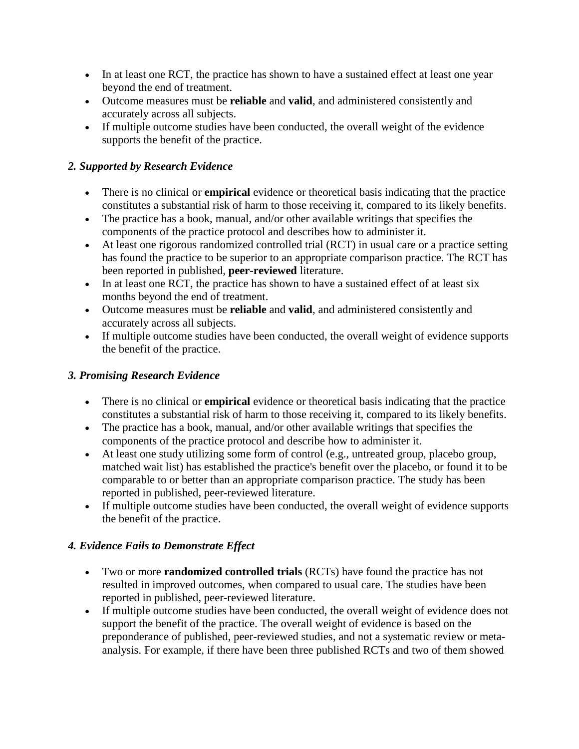- In at least one RCT, the practice has shown to have a sustained effect at least one year beyond the end of treatment.
- Outcome measures must be **reliable** and **valid**, and administered consistently and accurately across all subjects.
- If multiple outcome studies have been conducted, the overall weight of the evidence supports the benefit of the practice.

### *2. Supported by Research Evidence*

- There is no clinical or **empirical** evidence or theoretical basis indicating that the practice constitutes a substantial risk of harm to those receiving it, compared to its likely benefits.
- The practice has a book, manual, and/or other available writings that specifies the components of the practice protocol and describes how to administer it.
- At least one rigorous randomized controlled trial (RCT) in usual care or a practice setting has found the practice to be superior to an appropriate comparison practice. The RCT has been reported in published, **peer-reviewed** literature.
- In at least one RCT, the practice has shown to have a sustained effect of at least six months beyond the end of treatment.
- Outcome measures must be **reliable** and **valid**, and administered consistently and accurately across all subjects.
- If multiple outcome studies have been conducted, the overall weight of evidence supports the benefit of the practice.

### *3. Promising Research Evidence*

- There is no clinical or **empirical** evidence or theoretical basis indicating that the practice constitutes a substantial risk of harm to those receiving it, compared to its likely benefits.
- The practice has a book, manual, and/or other available writings that specifies the components of the practice protocol and describe how to administer it.
- At least one study utilizing some form of control (e.g., untreated group, placebo group, matched wait list) has established the practice's benefit over the placebo, or found it to be comparable to or better than an appropriate comparison practice. The study has been reported in published, peer-reviewed literature.
- If multiple outcome studies have been conducted, the overall weight of evidence supports the benefit of the practice.

### *4. Evidence Fails to Demonstrate Effect*

- Two or more **randomized controlled trials** (RCTs) have found the practice has not resulted in improved outcomes, when compared to usual care. The studies have been reported in published, peer-reviewed literature.
- If multiple outcome studies have been conducted, the overall weight of evidence does not support the benefit of the practice. The overall weight of evidence is based on the preponderance of published, peer-reviewed studies, and not a systematic review or meta-analysis. For example, if there have been three published RCTs and two of them showed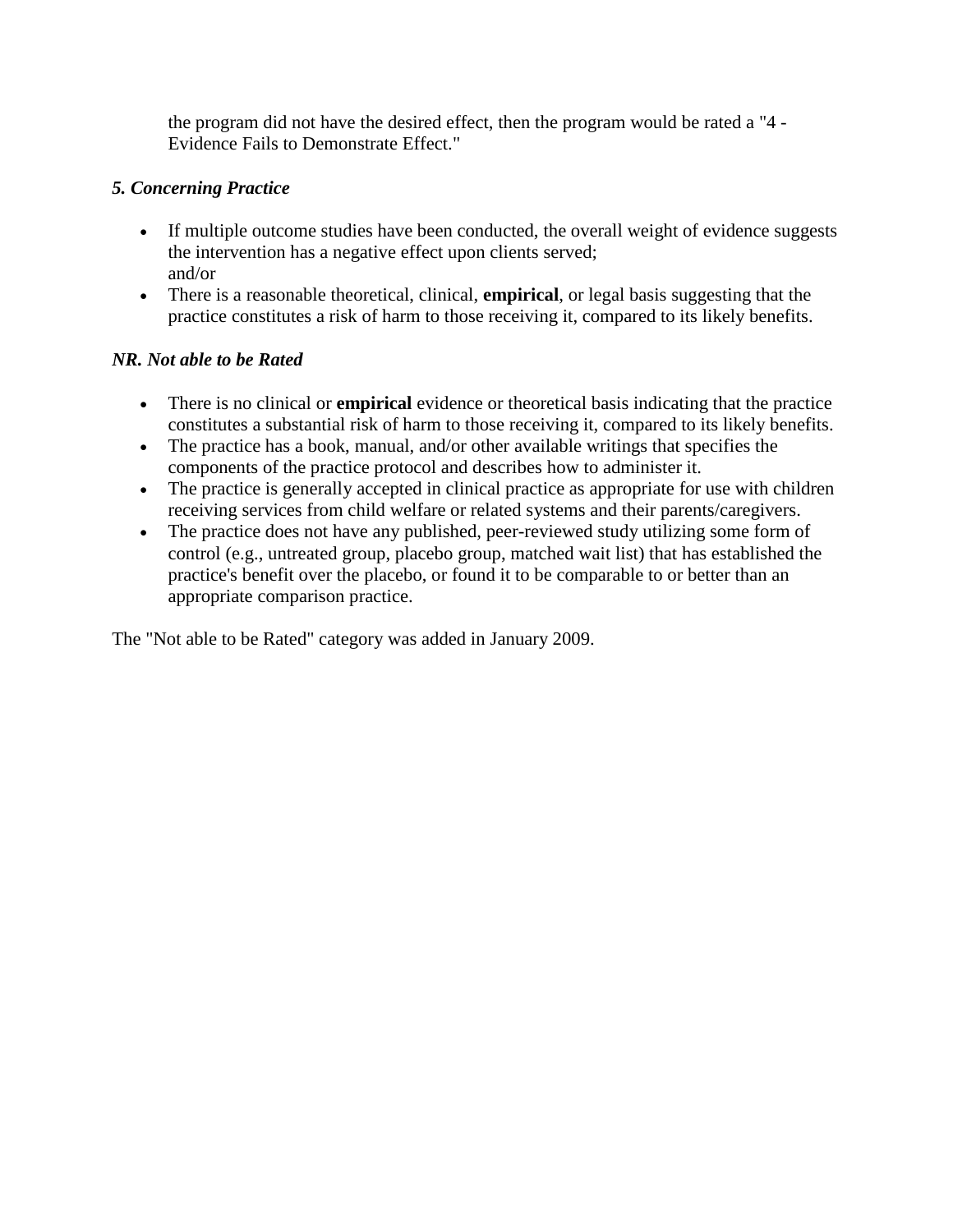the program did not have the desired effect, then the program would be rated a "4 - Evidence Fails to Demonstrate Effect."

***5. Concerning Practice***

- If multiple outcome studies have been conducted, the overall weight of evidence suggests the intervention has a negative effect upon clients served;
  and/or
- There is a reasonable theoretical, clinical, **empirical**, or legal basis suggesting that the practice constitutes a risk of harm to those receiving it, compared to its likely benefits.

***NR. Not able to be Rated***

- There is no clinical or **empirical** evidence or theoretical basis indicating that the practice constitutes a substantial risk of harm to those receiving it, compared to its likely benefits.
- The practice has a book, manual, and/or other available writings that specifies the components of the practice protocol and describes how to administer it.
- The practice is generally accepted in clinical practice as appropriate for use with children receiving services from child welfare or related systems and their parents/caregivers.
- The practice does not have any published, peer-reviewed study utilizing some form of control (e.g., untreated group, placebo group, matched wait list) that has established the practice's benefit over the placebo, or found it to be comparable to or better than an appropriate comparison practice.

The "Not able to be Rated" category was added in January 2009.